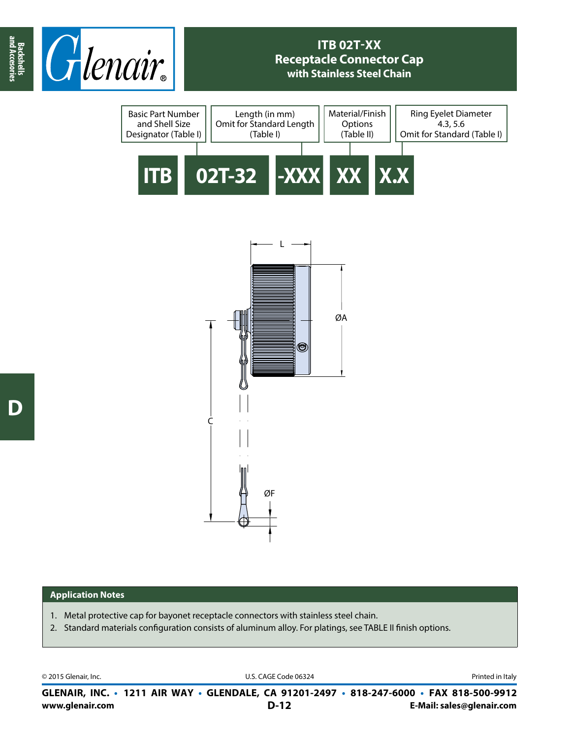# ITB 02T-XX
## Receptacle Connector Cap
### with Stainless Steel Chain

| Basic Part Number and Shell Size Designator (Table I) | Length (in mm) Omit for Standard Length (Table I) | Material/Finish Options (Table II) | Ring Eyelet Diameter 4.3, 5.6 Omit for Standard (Table I) |
|---|---|---|---|

**ITB 02T-32 -XXX XX X.X**

L

ØA

C

ØF

## Application Notes

1. Metal protective cap for bayonet receptacle connectors with stainless steel chain.
2. Standard materials configuration consists of aluminum alloy. For platings, see TABLE II finish options.

© 2015 Glenair, Inc. U.S. CAGE Code 06324 Printed in Italy

**GLENAIR, INC. • 1211 AIR WAY • GLENDALE, CA 91201-2497 • 818-247-6000 • FAX 818-500-9912**

**www.glenair.com** **E-Mail: sales@glenair.com**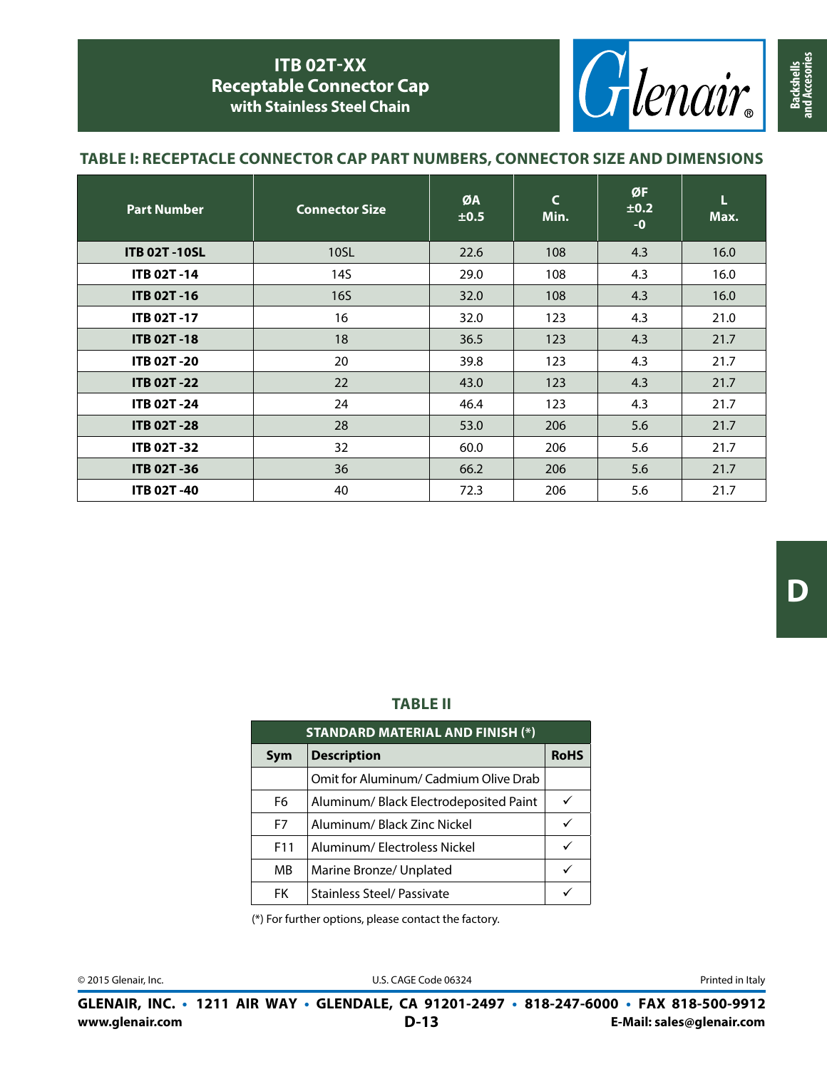# ITB 02T-XX
## Receptable Connector Cap
### with Stainless Steel Chain

## TABLE I: RECEPTACLE CONNECTOR CAP PART NUMBERS, CONNECTOR SIZE AND DIMENSIONS

| Part Number | Connector Size | ØA ±0.5 | C Min. | ØF +0.2 -0 | L Max. |
|---|---|---|---|---|---|
| **ITB 02T -10SL** | 10SL | 22.6 | 108 | 4.3 | 16.0 |
| **ITB 02T -14** | 14S | 29.0 | 108 | 4.3 | 16.0 |
| **ITB 02T -16** | 16S | 32.0 | 108 | 4.3 | 16.0 |
| **ITB 02T -17** | 16 | 32.0 | 123 | 4.3 | 21.0 |
| **ITB 02T -18** | 18 | 36.5 | 123 | 4.3 | 21.7 |
| **ITB 02T -20** | 20 | 39.8 | 123 | 4.3 | 21.7 |
| **ITB 02T -22** | 22 | 43.0 | 123 | 4.3 | 21.7 |
| **ITB 02T -24** | 24 | 46.4 | 123 | 4.3 | 21.7 |
| **ITB 02T -28** | 28 | 53.0 | 206 | 5.6 | 21.7 |
| **ITB 02T -32** | 32 | 60.0 | 206 | 5.6 | 21.7 |
| **ITB 02T -36** | 36 | 66.2 | 206 | 5.6 | 21.7 |
| **ITB 02T -40** | 40 | 72.3 | 206 | 5.6 | 21.7 |

## TABLE II

| STANDARD MATERIAL AND FINISH (*) | | |
|---|---|---|
| **Sym** | **Description** | **RoHS** |
| | Omit for Aluminum/ Cadmium Olive Drab | |
| F6 | Aluminum/ Black Electrodeposited Paint | ✓ |
| F7 | Aluminum/ Black Zinc Nickel | ✓ |
| F11 | Aluminum/ Electroless Nickel | ✓ |
| MB | Marine Bronze/ Unplated | ✓ |
| FK | Stainless Steel/ Passivate | ✓ |

(*) For further options, please contact the factory.

© 2015 Glenair, Inc. U.S. CAGE Code 06324 Printed in Italy

**GLENAIR, INC. • 1211 AIR WAY • GLENDALE, CA 91201-2497 • 818-247-6000 • FAX 818-500-9912**
**www.glenair.com** **E-Mail: sales@glenair.com**